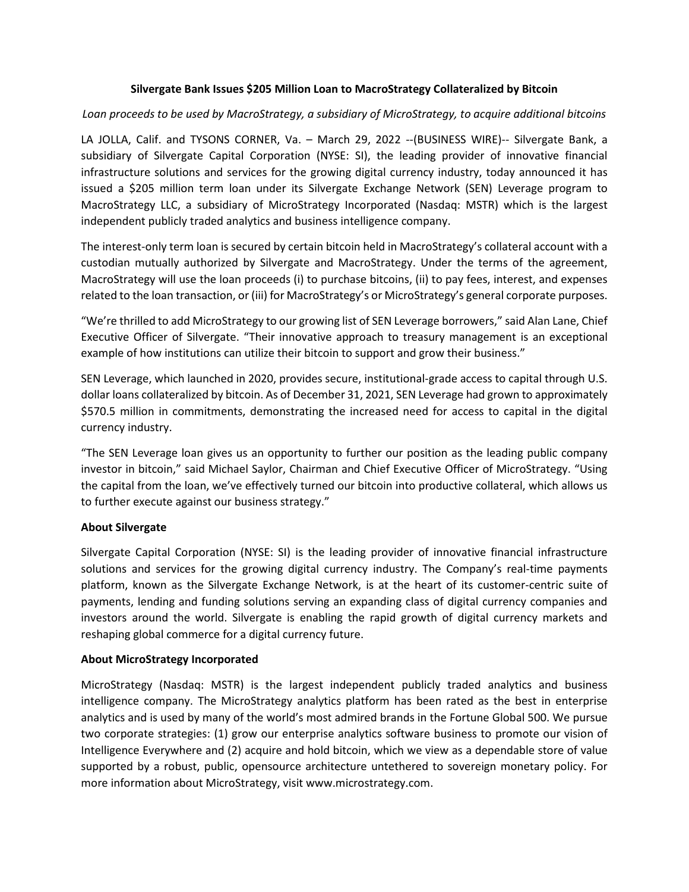# Silvergate Bank Issues $205 Million Loan to MacroStrategy Collateralized by Bitcoin

*Loan proceeds to be used by MacroStrategy, a subsidiary of MicroStrategy, to acquire additional bitcoins*

LA JOLLA, Calif. and TYSONS CORNER, Va. – March 29, 2022 --(BUSINESS WIRE)-- Silvergate Bank, a subsidiary of Silvergate Capital Corporation (NYSE: SI), the leading provider of innovative financial infrastructure solutions and services for the growing digital currency industry, today announced it has issued a $205 million term loan under its Silvergate Exchange Network (SEN) Leverage program to MacroStrategy LLC, a subsidiary of MicroStrategy Incorporated (Nasdaq: MSTR) which is the largest independent publicly traded analytics and business intelligence company.

The interest-only term loan is secured by certain bitcoin held in MacroStrategy's collateral account with a custodian mutually authorized by Silvergate and MacroStrategy. Under the terms of the agreement, MacroStrategy will use the loan proceeds (i) to purchase bitcoins, (ii) to pay fees, interest, and expenses related to the loan transaction, or (iii) for MacroStrategy's or MicroStrategy's general corporate purposes.

"We're thrilled to add MicroStrategy to our growing list of SEN Leverage borrowers," said Alan Lane, Chief Executive Officer of Silvergate. "Their innovative approach to treasury management is an exceptional example of how institutions can utilize their bitcoin to support and grow their business."

SEN Leverage, which launched in 2020, provides secure, institutional-grade access to capital through U.S. dollar loans collateralized by bitcoin. As of December 31, 2021, SEN Leverage had grown to approximately $570.5 million in commitments, demonstrating the increased need for access to capital in the digital currency industry.

"The SEN Leverage loan gives us an opportunity to further our position as the leading public company investor in bitcoin," said Michael Saylor, Chairman and Chief Executive Officer of MicroStrategy. "Using the capital from the loan, we've effectively turned our bitcoin into productive collateral, which allows us to further execute against our business strategy."

**About Silvergate**

Silvergate Capital Corporation (NYSE: SI) is the leading provider of innovative financial infrastructure solutions and services for the growing digital currency industry. The Company's real-time payments platform, known as the Silvergate Exchange Network, is at the heart of its customer-centric suite of payments, lending and funding solutions serving an expanding class of digital currency companies and investors around the world. Silvergate is enabling the rapid growth of digital currency markets and reshaping global commerce for a digital currency future.

**About MicroStrategy Incorporated**

MicroStrategy (Nasdaq: MSTR) is the largest independent publicly traded analytics and business intelligence company. The MicroStrategy analytics platform has been rated as the best in enterprise analytics and is used by many of the world's most admired brands in the Fortune Global 500. We pursue two corporate strategies: (1) grow our enterprise analytics software business to promote our vision of Intelligence Everywhere and (2) acquire and hold bitcoin, which we view as a dependable store of value supported by a robust, public, opensource architecture untethered to sovereign monetary policy. For more information about MicroStrategy, visit www.microstrategy.com.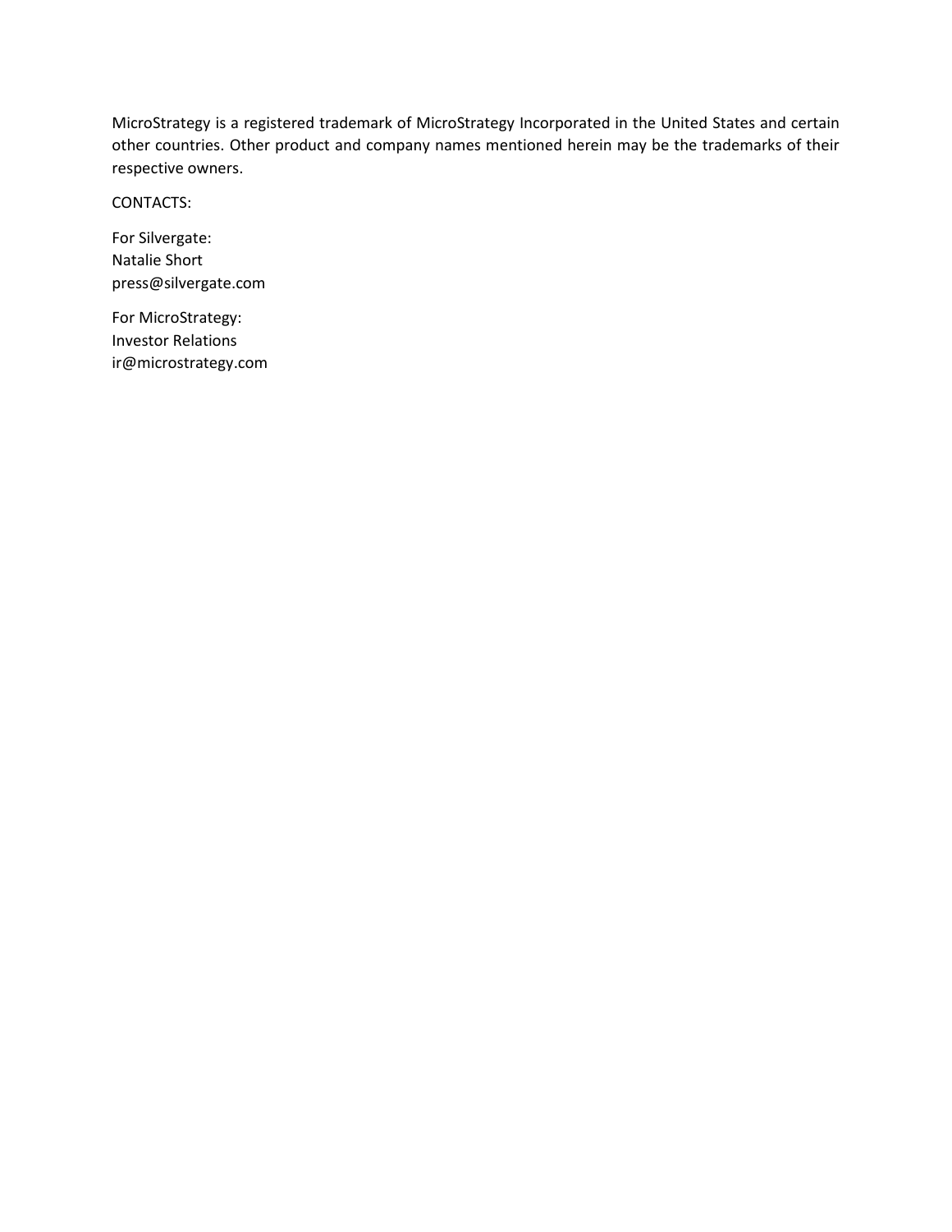MicroStrategy is a registered trademark of MicroStrategy Incorporated in the United States and certain other countries. Other product and company names mentioned herein may be the trademarks of their respective owners.

CONTACTS:

For Silvergate:
Natalie Short
press@silvergate.com

For MicroStrategy:
Investor Relations
ir@microstrategy.com